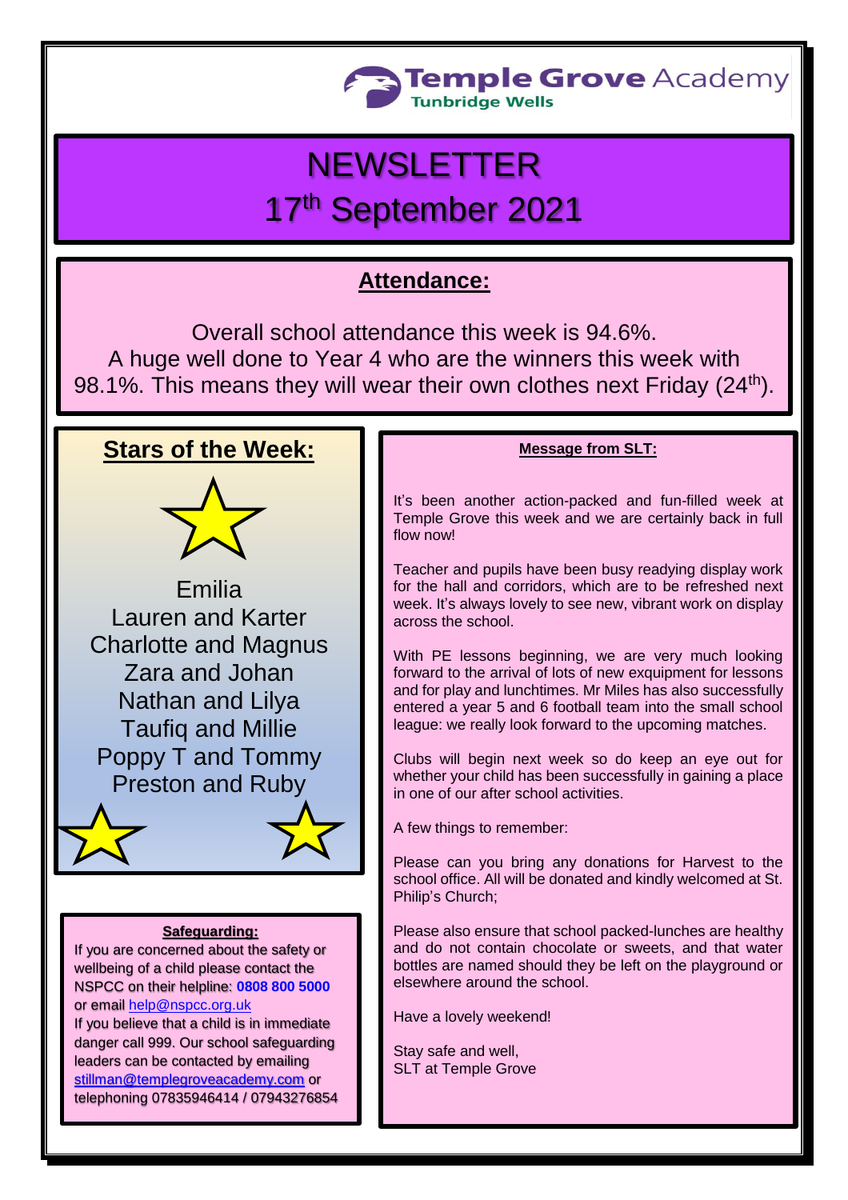Temple Grove Academy
Tunbridge Wells

# NEWSLETTER
# 17th September 2021

## Attendance:

Overall school attendance this week is 94.6%.
A huge well done to Year 4 who are the winners this week with 98.1%. This means they will wear their own clothes next Friday (24th).

## Stars of the Week:

Emilia
Lauren and Karter
Charlotte and Magnus
Zara and Johan
Nathan and Lilya
Taufiq and Millie
Poppy T and Tommy
Preston and Ruby

### Safeguarding:

If you are concerned about the safety or wellbeing of a child please contact the NSPCC on their helpline: **0808 800 5000** or email help@nspcc.org.uk
If you believe that a child is in immediate danger call 999. Our school safeguarding leaders can be contacted by emailing stillman@templegroveacademy.com or telephoning 07835946414 / 07943276854

### Message from SLT:

It's been another action-packed and fun-filled week at Temple Grove this week and we are certainly back in full flow now!

Teacher and pupils have been busy readying display work for the hall and corridors, which are to be refreshed next week. It's always lovely to see new, vibrant work on display across the school.

With PE lessons beginning, we are very much looking forward to the arrival of lots of new exquipment for lessons and for play and lunchtimes. Mr Miles has also successfully entered a year 5 and 6 football team into the small school league: we really look forward to the upcoming matches.

Clubs will begin next week so do keep an eye out for whether your child has been successfully in gaining a place in one of our after school activities.

A few things to remember:

Please can you bring any donations for Harvest to the school office. All will be donated and kindly welcomed at St. Philip's Church;

Please also ensure that school packed-lunches are healthy and do not contain chocolate or sweets, and that water bottles are named should they be left on the playground or elsewhere around the school.

Have a lovely weekend!

Stay safe and well,
SLT at Temple Grove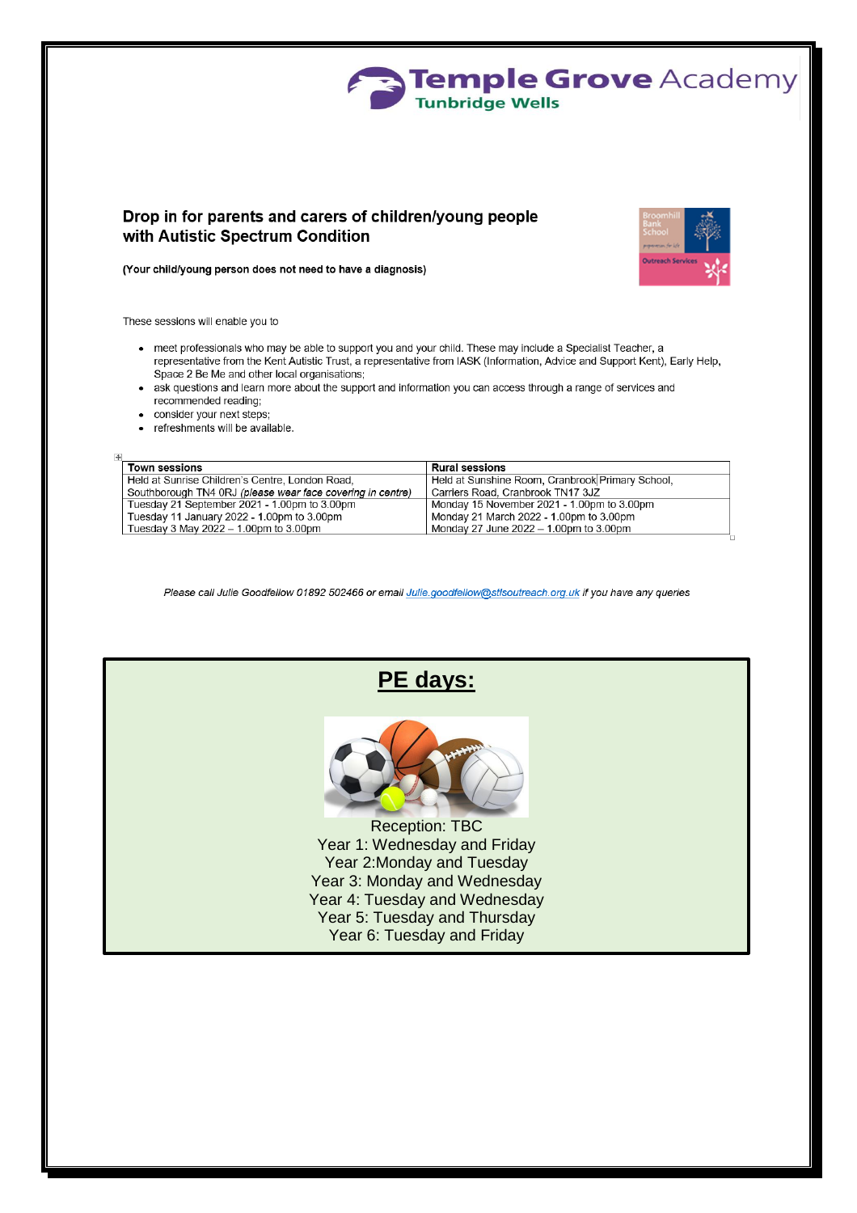# Temple Grove Academy
Tunbridge Wells

## Drop in for parents and carers of children/young people with Autistic Spectrum Condition

**(Your child/young person does not need to have a diagnosis)**

These sessions will enable you to

- meet professionals who may be able to support you and your child. These may include a Specialist Teacher, a representative from the Kent Autistic Trust, a representative from IASK (Information, Advice and Support Kent), Early Help, Space 2 Be Me and other local organisations;
- ask questions and learn more about the support and information you can access through a range of services and recommended reading;
- consider your next steps;
- refreshments will be available.

| Town sessions | Rural sessions |
|---|---|
| Held at Sunrise Children's Centre, London Road, Southborough TN4 0RJ *(please wear face covering in centre)* | Held at Sunshine Room, Cranbrook Primary School, Carriers Road, Cranbrook TN17 3JZ |
| Tuesday 21 September 2021 - 1.00pm to 3.00pm<br>Tuesday 11 January 2022 - 1.00pm to 3.00pm<br>Tuesday 3 May 2022 – 1.00pm to 3.00pm | Monday 15 November 2021 - 1.00pm to 3.00pm<br>Monday 21 March 2022 - 1.00pm to 3.00pm<br>Monday 27 June 2022 – 1.00pm to 3.00pm |

*Please call Julie Goodfellow 01892 502466 or email Julie.goodfellow@stlsoutreach.org.uk if you have any queries*

## PE days:

Reception: TBC
Year 1: Wednesday and Friday
Year 2:Monday and Tuesday
Year 3: Monday and Wednesday
Year 4: Tuesday and Wednesday
Year 5: Tuesday and Thursday
Year 6: Tuesday and Friday